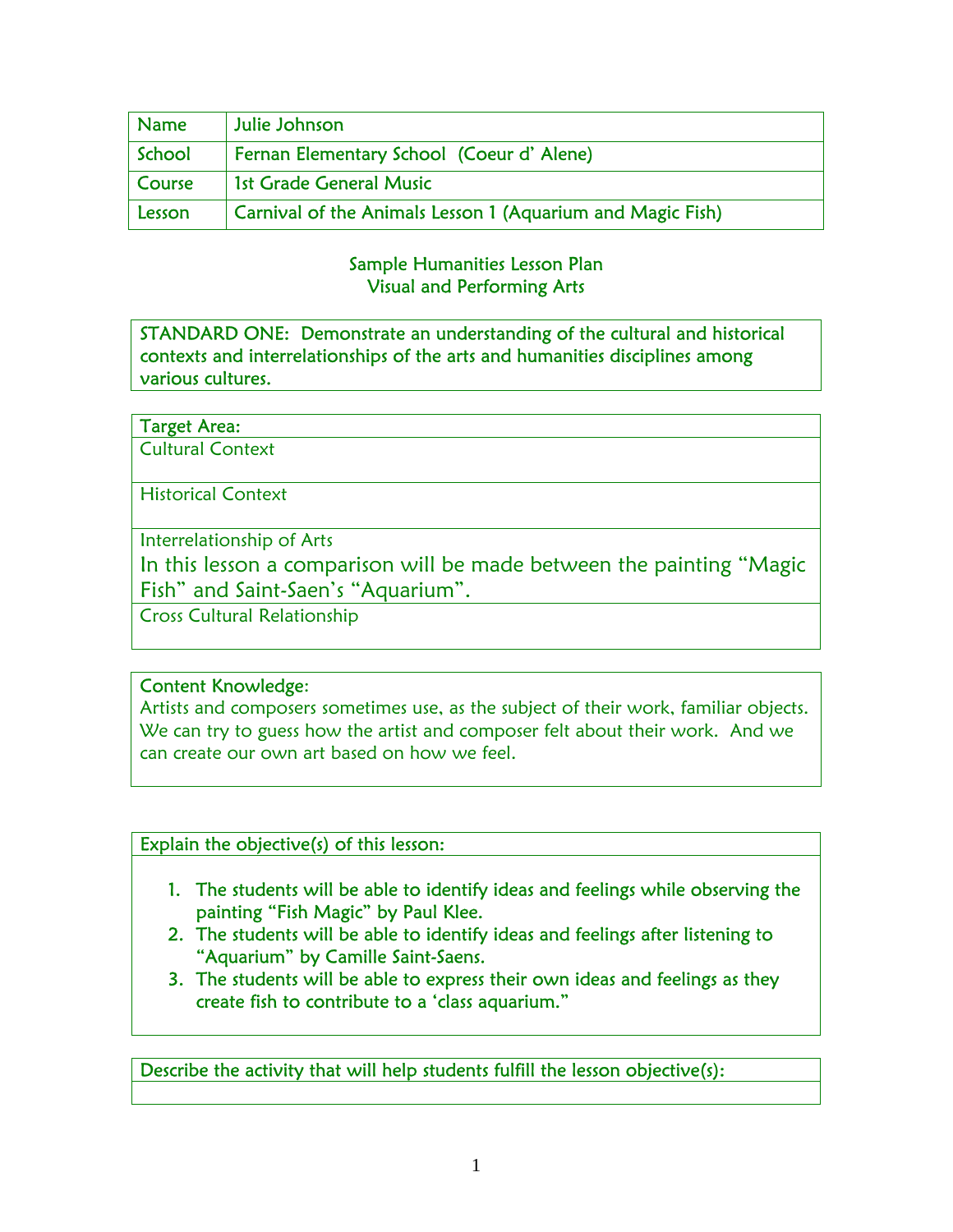| Name | Julie Johnson |
|---|---|
| School | Fernan Elementary School (Coeur d' Alene) |
| Course | 1st Grade General Music |
| Lesson | Carnival of the Animals Lesson 1 (Aquarium and Magic Fish) |

Sample Humanities Lesson Plan
Visual and Performing Arts

| STANDARD ONE: Demonstrate an understanding of the cultural and historical contexts and interrelationships of the arts and humanities disciplines among various cultures. |
|---|

| Target Area: |
|---|
| Cultural Context |
| Historical Context |
| Interrelationship of Arts<br>In this lesson a comparison will be made between the painting "Magic Fish" and Saint-Saen's "Aquarium". |
| Cross Cultural Relationship |

| Content Knowledge: |
|---|
| Artists and composers sometimes use, as the subject of their work, familiar objects. We can try to guess how the artist and composer felt about their work. And we can create our own art based on how we feel. |

| Explain the objective(s) of this lesson: |
|---|
| 1. The students will be able to identify ideas and feelings while observing the painting "Fish Magic" by Paul Klee.<br>2. The students will be able to identify ideas and feelings after listening to "Aquarium" by Camille Saint-Saens.<br>3. The students will be able to express their own ideas and feelings as they create fish to contribute to a 'class aquarium." |

| Describe the activity that will help students fulfill the lesson objective(s): |
|---|
| |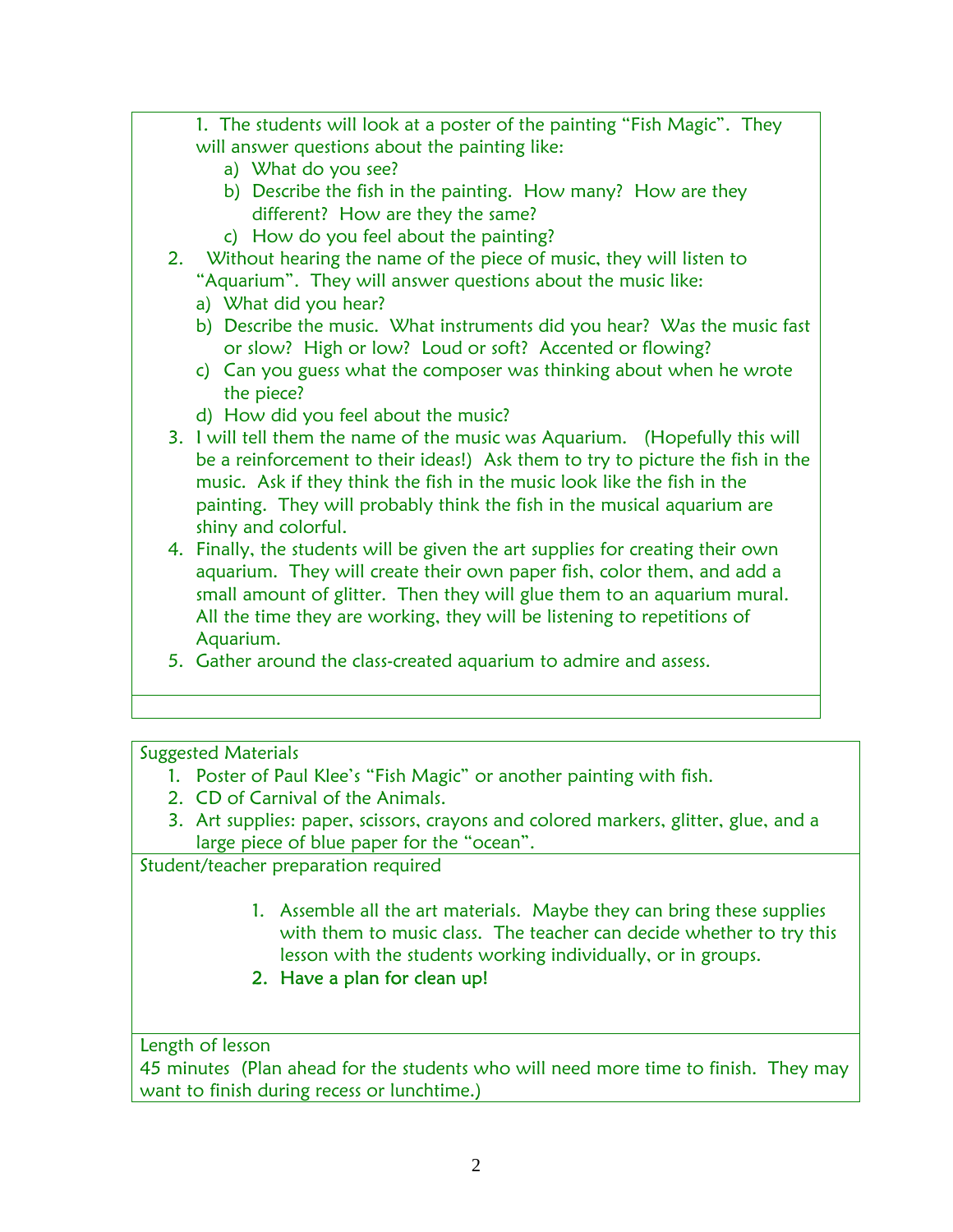1. The students will look at a poster of the painting "Fish Magic". They will answer questions about the painting like:
    a) What do you see?
    b) Describe the fish in the painting. How many? How are they different? How are they the same?
    c) How do you feel about the painting?
2. Without hearing the name of the piece of music, they will listen to "Aquarium". They will answer questions about the music like:
    a) What did you hear?
    b) Describe the music. What instruments did you hear? Was the music fast or slow? High or low? Loud or soft? Accented or flowing?
    c) Can you guess what the composer was thinking about when he wrote the piece?
    d) How did you feel about the music?
3. I will tell them the name of the music was Aquarium. (Hopefully this will be a reinforcement to their ideas!) Ask them to try to picture the fish in the music. Ask if they think the fish in the music look like the fish in the painting. They will probably think the fish in the musical aquarium are shiny and colorful.
4. Finally, the students will be given the art supplies for creating their own aquarium. They will create their own paper fish, color them, and add a small amount of glitter. Then they will glue them to an aquarium mural. All the time they are working, they will be listening to repetitions of Aquarium.
5. Gather around the class-created aquarium to admire and assess.

Suggested Materials

1. Poster of Paul Klee's "Fish Magic" or another painting with fish.
2. CD of Carnival of the Animals.
3. Art supplies: paper, scissors, crayons and colored markers, glitter, glue, and a large piece of blue paper for the "ocean".

Student/teacher preparation required

1. Assemble all the art materials. Maybe they can bring these supplies with them to music class. The teacher can decide whether to try this lesson with the students working individually, or in groups.
2. **Have a plan for clean up!**

Length of lesson

45 minutes (Plan ahead for the students who will need more time to finish. They may want to finish during recess or lunchtime.)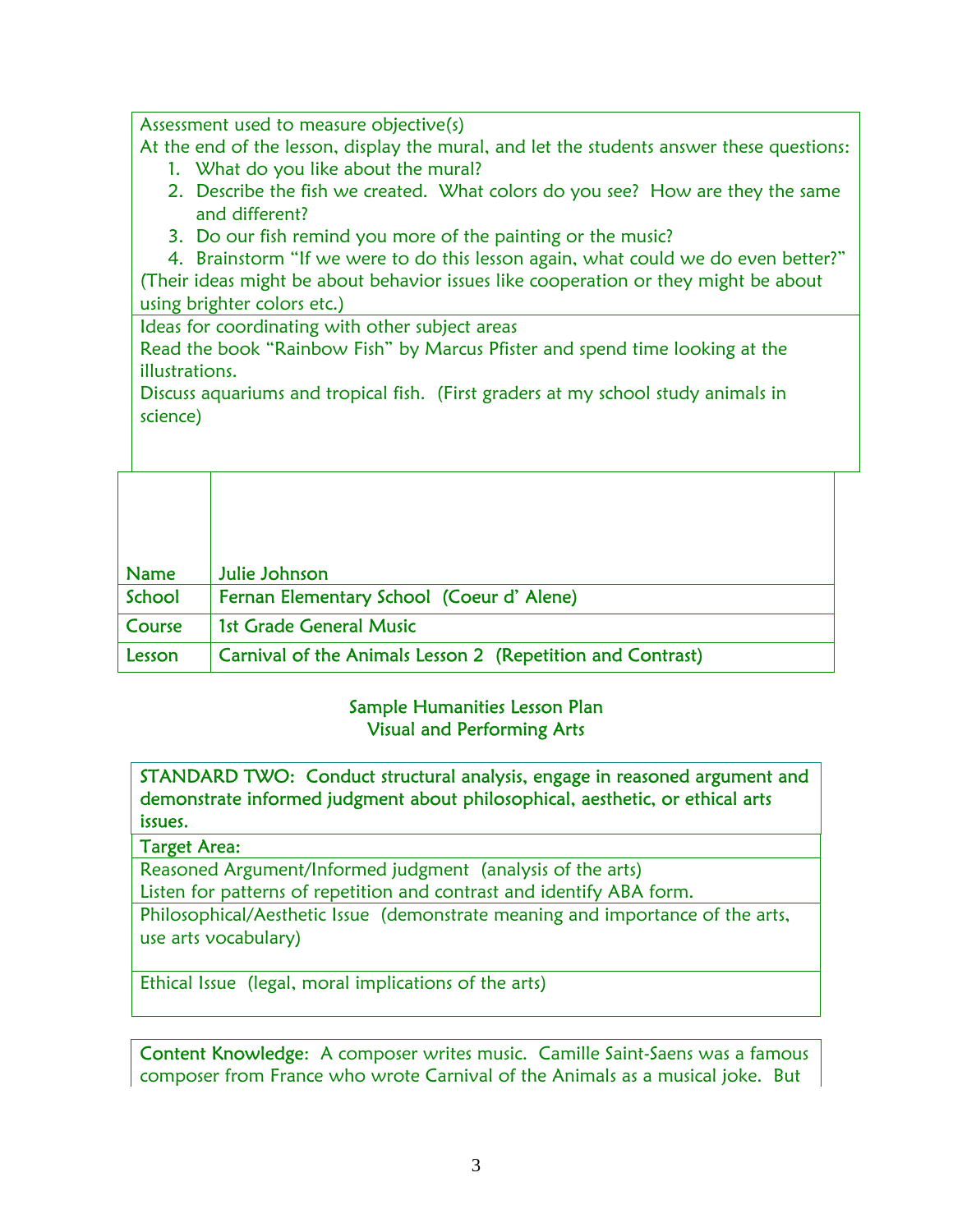Assessment used to measure objective(s)

At the end of the lesson, display the mural, and let the students answer these questions:

1. What do you like about the mural?
2. Describe the fish we created. What colors do you see? How are they the same and different?
3. Do our fish remind you more of the painting or the music?
4. Brainstorm "If we were to do this lesson again, what could we do even better?"

(Their ideas might be about behavior issues like cooperation or they might be about using brighter colors etc.)

Ideas for coordinating with other subject areas

Read the book "Rainbow Fish" by Marcus Pfister and spend time looking at the illustrations.

Discuss aquariums and tropical fish. (First graders at my school study animals in science)

| | |
|---|---|
| Name | Julie Johnson |
| School | Fernan Elementary School (Coeur d' Alene) |
| Course | 1st Grade General Music |
| Lesson | Carnival of the Animals Lesson 2 (Repetition and Contrast) |

Sample Humanities Lesson Plan
Visual and Performing Arts

**STANDARD TWO: Conduct structural analysis, engage in reasoned argument and demonstrate informed judgment about philosophical, aesthetic, or ethical arts issues.**

Target Area:

Reasoned Argument/Informed judgment (analysis of the arts)
Listen for patterns of repetition and contrast and identify ABA form.

Philosophical/Aesthetic Issue (demonstrate meaning and importance of the arts, use arts vocabulary)

Ethical Issue (legal, moral implications of the arts)

Content Knowledge: A composer writes music. Camille Saint-Saens was a famous composer from France who wrote Carnival of the Animals as a musical joke. But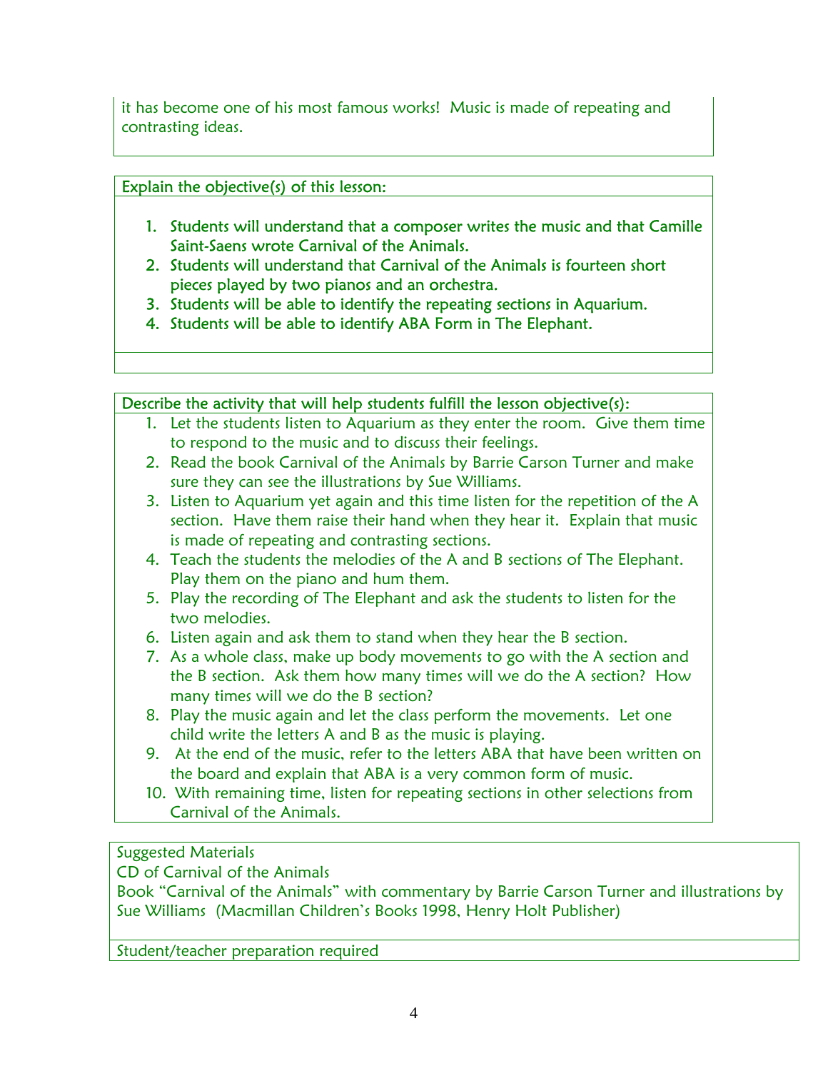it has become one of his most famous works! Music is made of repeating and contrasting ideas.

Explain the objective(s) of this lesson:

1. Students will understand that a composer writes the music and that Camille Saint-Saens wrote Carnival of the Animals.
2. Students will understand that Carnival of the Animals is fourteen short pieces played by two pianos and an orchestra.
3. Students will be able to identify the repeating sections in Aquarium.
4. Students will be able to identify ABA Form in The Elephant.

Describe the activity that will help students fulfill the lesson objective(s):

1. Let the students listen to Aquarium as they enter the room. Give them time to respond to the music and to discuss their feelings.
2. Read the book Carnival of the Animals by Barrie Carson Turner and make sure they can see the illustrations by Sue Williams.
3. Listen to Aquarium yet again and this time listen for the repetition of the A section. Have them raise their hand when they hear it. Explain that music is made of repeating and contrasting sections.
4. Teach the students the melodies of the A and B sections of The Elephant. Play them on the piano and hum them.
5. Play the recording of The Elephant and ask the students to listen for the two melodies.
6. Listen again and ask them to stand when they hear the B section.
7. As a whole class, make up body movements to go with the A section and the B section. Ask them how many times will we do the A section? How many times will we do the B section?
8. Play the music again and let the class perform the movements. Let one child write the letters A and B as the music is playing.
9. At the end of the music, refer to the letters ABA that have been written on the board and explain that ABA is a very common form of music.
10. With remaining time, listen for repeating sections in other selections from Carnival of the Animals.

Suggested Materials
CD of Carnival of the Animals
Book "Carnival of the Animals" with commentary by Barrie Carson Turner and illustrations by Sue Williams (Macmillan Children's Books 1998, Henry Holt Publisher)

Student/teacher preparation required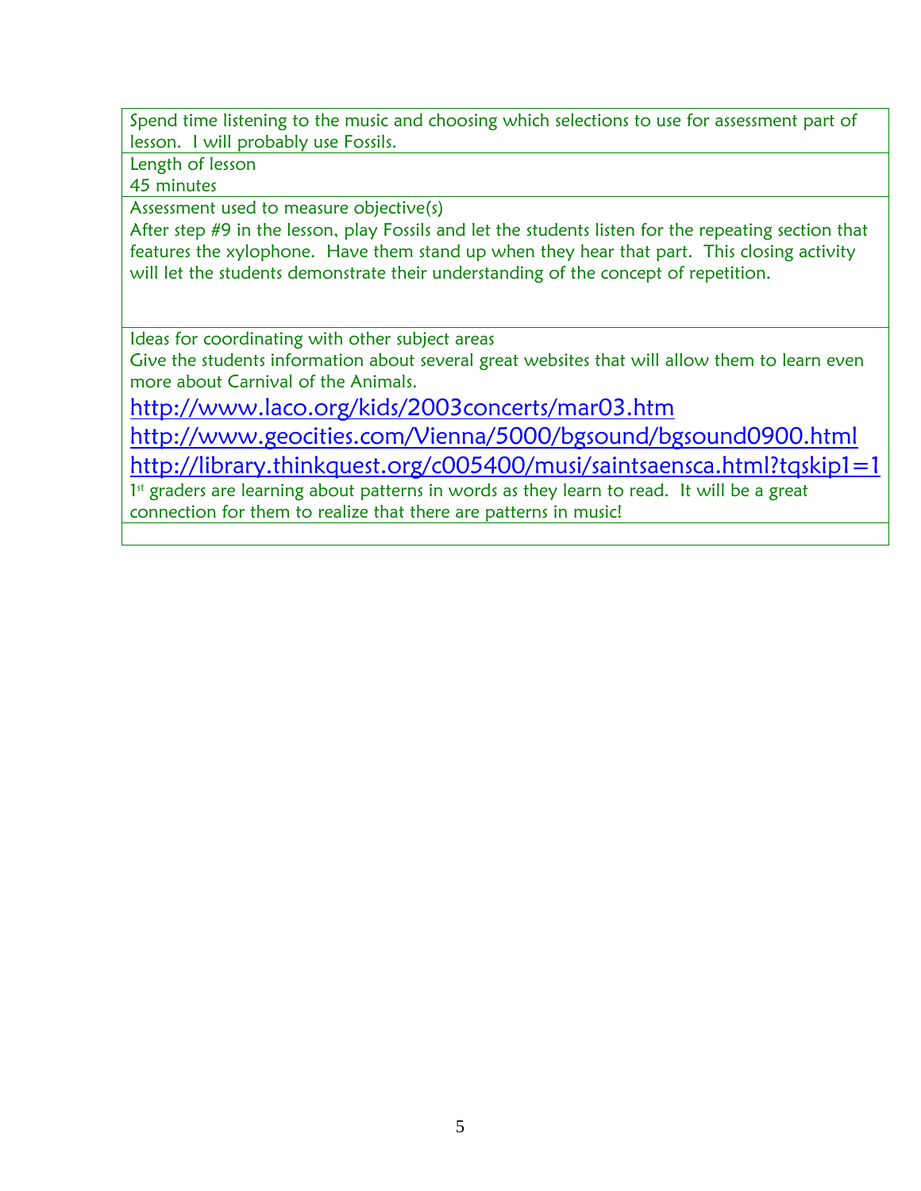Spend time listening to the music and choosing which selections to use for assessment part of lesson. I will probably use Fossils.

Length of lesson

45 minutes

Assessment used to measure objective(s)

After step #9 in the lesson, play Fossils and let the students listen for the repeating section that features the xylophone. Have them stand up when they hear that part. This closing activity will let the students demonstrate their understanding of the concept of repetition.

Ideas for coordinating with other subject areas

Give the students information about several great websites that will allow them to learn even more about Carnival of the Animals.

http://www.laco.org/kids/2003concerts/mar03.htm

http://www.geocities.com/Vienna/5000/bgsound/bgsound0900.html

http://library.thinkquest.org/c005400/musi/saintsaensca.html?tqskip1=1

1st graders are learning about patterns in words as they learn to read. It will be a great connection for them to realize that there are patterns in music!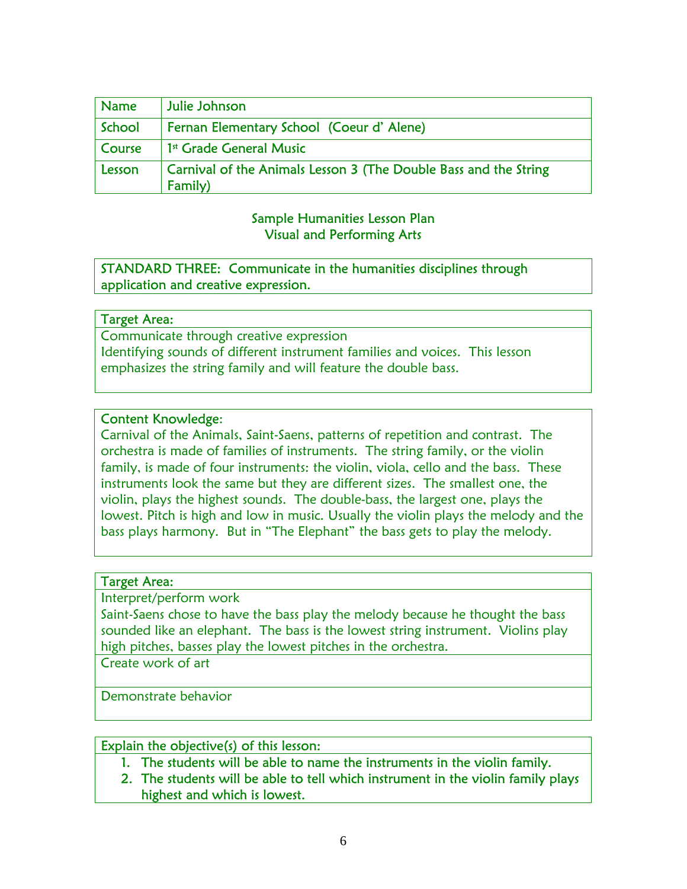| Name | Julie Johnson |
| --- | --- |
| School | Fernan Elementary School (Coeur d' Alene) |
| Course | 1st Grade General Music |
| Lesson | Carnival of the Animals Lesson 3 (The Double Bass and the String Family) |

Sample Humanities Lesson Plan
Visual and Performing Arts

| STANDARD THREE: Communicate in the humanities disciplines through application and creative expression. |
| --- |

| Target Area: |
| --- |
| Communicate through creative expression<br>Identifying sounds of different instrument families and voices. This lesson emphasizes the string family and will feature the double bass. |

| Content Knowledge: |
| --- |
| Carnival of the Animals, Saint-Saens, patterns of repetition and contrast. The orchestra is made of families of instruments. The string family, or the violin family, is made of four instruments: the violin, viola, cello and the bass. These instruments look the same but they are different sizes. The smallest one, the violin, plays the highest sounds. The double-bass, the largest one, plays the lowest. Pitch is high and low in music. Usually the violin plays the melody and the bass plays harmony. But in "The Elephant" the bass gets to play the melody. |

| Target Area: |
| --- |
| Interpret/perform work<br>Saint-Saens chose to have the bass play the melody because he thought the bass sounded like an elephant. The bass is the lowest string instrument. Violins play high pitches, basses play the lowest pitches in the orchestra. |
| Create work of art |
| Demonstrate behavior |

| Explain the objective(s) of this lesson: |
| --- |
| 1. The students will be able to name the instruments in the violin family.<br>2. The students will be able to tell which instrument in the violin family plays highest and which is lowest. |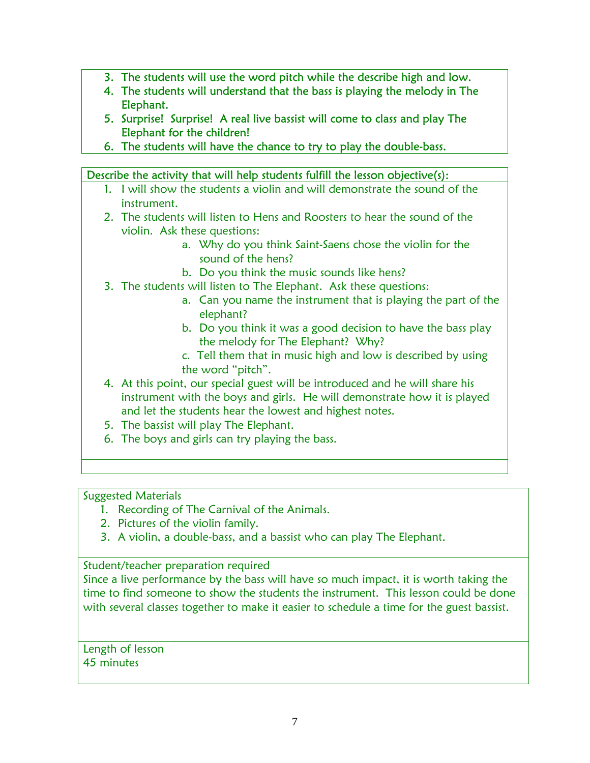3. The students will use the word pitch while the describe high and low.
4. The students will understand that the bass is playing the melody in The Elephant.
5. Surprise! Surprise! A real live bassist will come to class and play The Elephant for the children!
6. The students will have the chance to try to play the double-bass.

Describe the activity that will help students fulfill the lesson objective(s):

1. I will show the students a violin and will demonstrate the sound of the instrument.
2. The students will listen to Hens and Roosters to hear the sound of the violin. Ask these questions:
   a. Why do you think Saint-Saens chose the violin for the sound of the hens?
   b. Do you think the music sounds like hens?
3. The students will listen to The Elephant. Ask these questions:
   a. Can you name the instrument that is playing the part of the elephant?
   b. Do you think it was a good decision to have the bass play the melody for The Elephant? Why?
   c. Tell them that in music high and low is described by using the word "pitch".
4. At this point, our special guest will be introduced and he will share his instrument with the boys and girls. He will demonstrate how it is played and let the students hear the lowest and highest notes.
5. The bassist will play The Elephant.
6. The boys and girls can try playing the bass.

Suggested Materials

1. Recording of The Carnival of the Animals.
2. Pictures of the violin family.
3. A violin, a double-bass, and a bassist who can play The Elephant.

Student/teacher preparation required

Since a live performance by the bass will have so much impact, it is worth taking the time to find someone to show the students the instrument. This lesson could be done with several classes together to make it easier to schedule a time for the guest bassist.

Length of lesson

45 minutes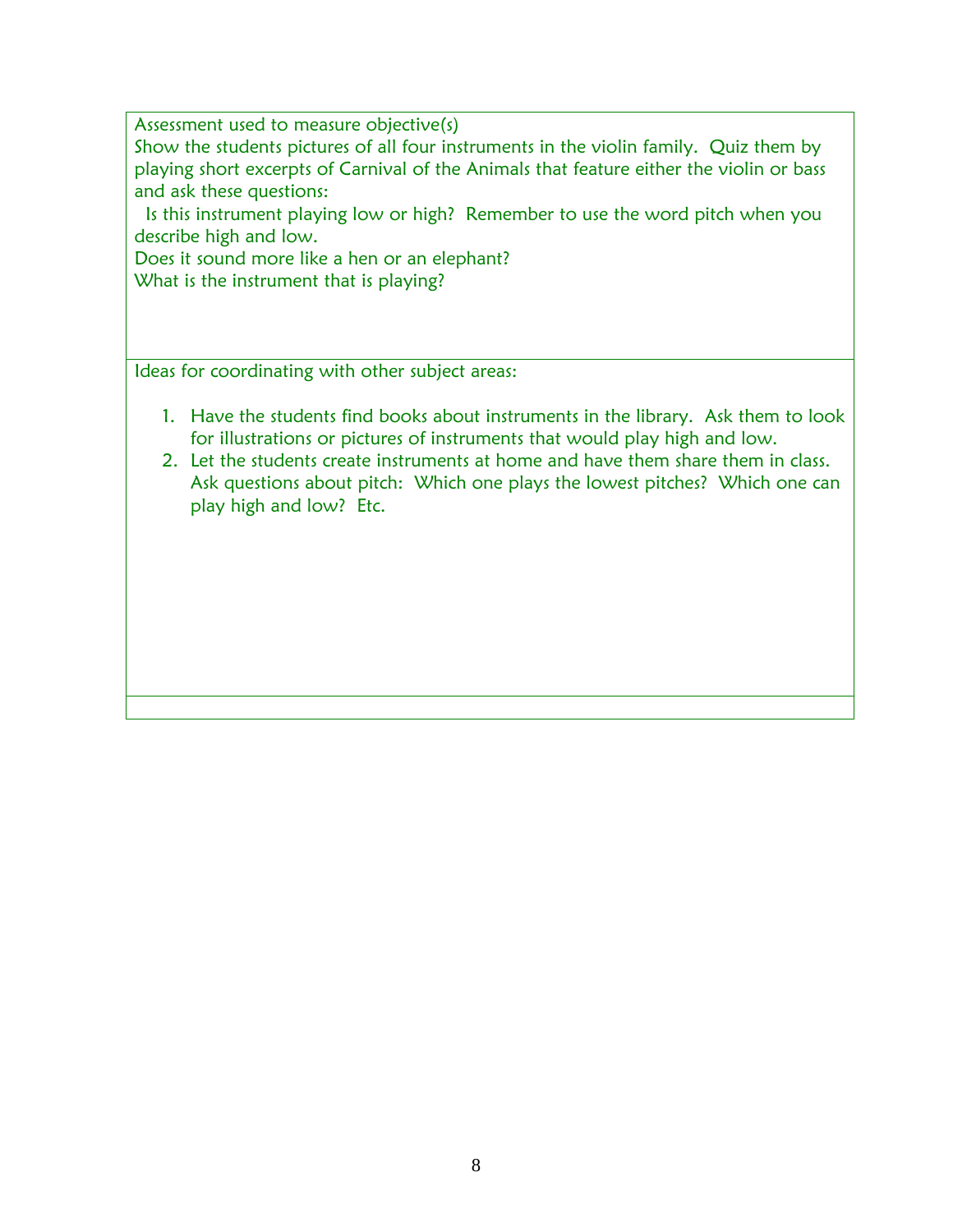Assessment used to measure objective(s)

Show the students pictures of all four instruments in the violin family. Quiz them by playing short excerpts of Carnival of the Animals that feature either the violin or bass and ask these questions:

Is this instrument playing low or high? Remember to use the word pitch when you describe high and low.

Does it sound more like a hen or an elephant?

What is the instrument that is playing?

Ideas for coordinating with other subject areas:

1. Have the students find books about instruments in the library. Ask them to look for illustrations or pictures of instruments that would play high and low.
2. Let the students create instruments at home and have them share them in class. Ask questions about pitch: Which one plays the lowest pitches? Which one can play high and low? Etc.